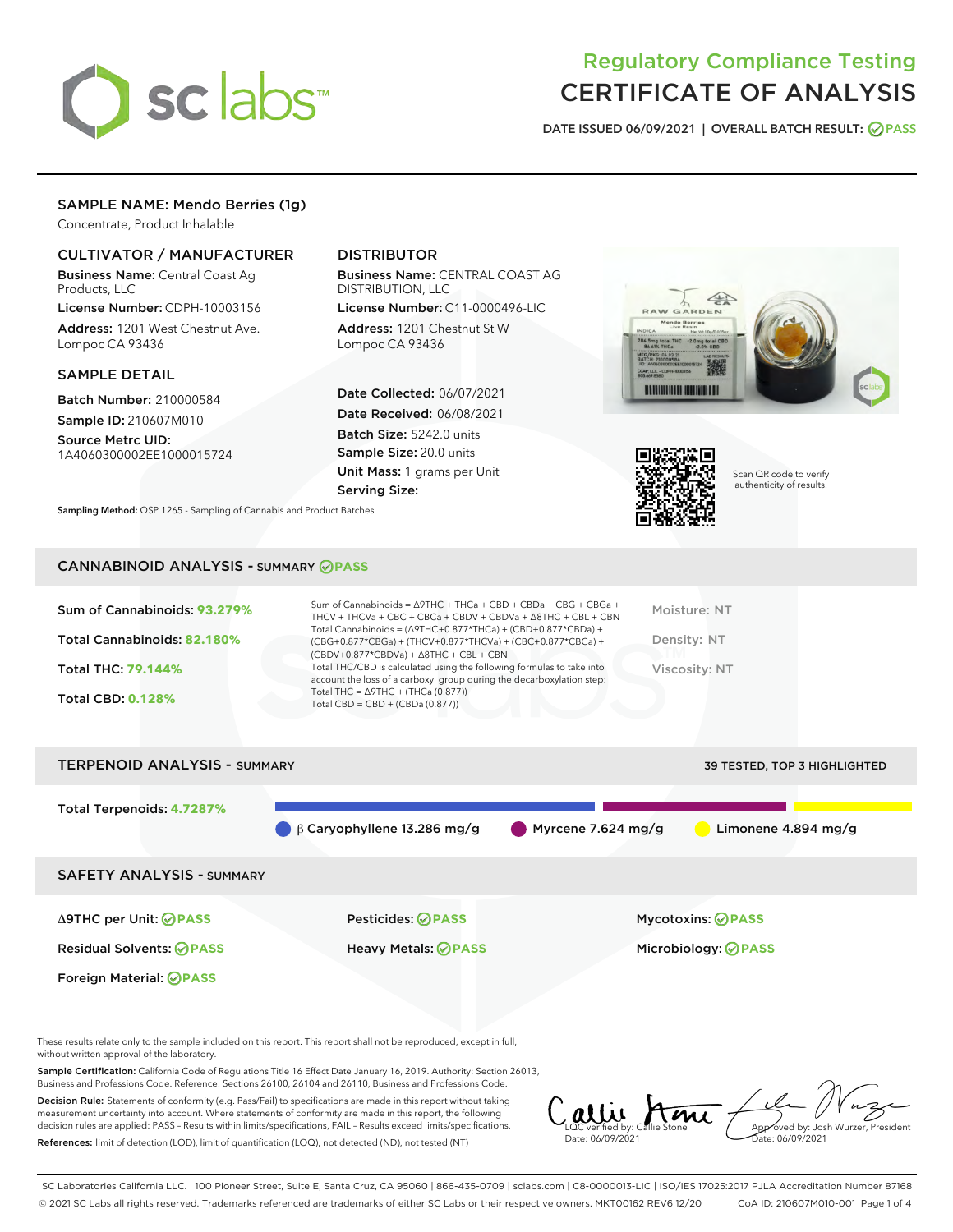# Regulatory Compliance Testing
# CERTIFICATE OF ANALYSIS

DATE ISSUED 06/09/2021 | OVERALL BATCH RESULT: PASS

## SAMPLE NAME: Mendo Berries (1g)

Concentrate, Product Inhalable

### CULTIVATOR / MANUFACTURER

**Business Name:** Central Coast Ag Products, LLC

**License Number:** CDPH-10003156

**Address:** 1201 West Chestnut Ave. Lompoc CA 93436

### DISTRIBUTOR

**Business Name:** CENTRAL COAST AG DISTRIBUTION, LLC

**License Number:** C11-0000496-LIC

**Address:** 1201 Chestnut St W Lompoc CA 93436

### SAMPLE DETAIL

**Batch Number:** 210000584

**Sample ID:** 210607M010

**Source Metrc UID:** 1A4060300002EE1000015724

**Date Collected:** 06/07/2021

**Date Received:** 06/08/2021

**Batch Size:** 5242.0 units

**Sample Size:** 20.0 units

**Unit Mass:** 1 grams per Unit

**Serving Size:**

**Sampling Method:** QSP 1265 - Sampling of Cannabis and Product Batches

Scan QR code to verify authenticity of results.

## CANNABINOID ANALYSIS - SUMMARY PASS

**Sum of Cannabinoids:** 93.279%

**Total Cannabinoids:** 82.180%

**Total THC:** 79.144%

**Total CBD:** 0.128%

Sum of Cannabinoids = Δ9THC + THCa + CBD + CBDa + CBG + CBGa + THCV + THCVa + CBC + CBCa + CBDV + CBDVa + Δ8THC + CBL + CBN

Total Cannabinoids = (Δ9THC+0.877*THCa) + (CBD+0.877*CBDa) + (CBG+0.877*CBGa) + (THCV+0.877*THCVa) + (CBC+0.877*CBCa) + (CBDV+0.877*CBDVa) + Δ8THC + CBL + CBN

Total THC/CBD is calculated using the following formulas to take into account the loss of a carboxyl group during the decarboxylation step:

Total THC = Δ9THC + (THCa (0.877))

Total CBD = CBD + (CBDa (0.877))

Moisture: NT

Density: NT

Viscosity: NT

## TERPENOID ANALYSIS - SUMMARY

39 TESTED, TOP 3 HIGHLIGHTED

**Total Terpenoids:** 4.7287%

β Caryophyllene 13.286 mg/g | Myrcene 7.624 mg/g | Limonene 4.894 mg/g

## SAFETY ANALYSIS - SUMMARY

| | | |
|---|---|---|
| Δ9THC per Unit: PASS | Pesticides: PASS | Mycotoxins: PASS |
| Residual Solvents: PASS | Heavy Metals: PASS | Microbiology: PASS |
| Foreign Material: PASS | | |

These results relate only to the sample included on this report. This report shall not be reproduced, except in full, without written approval of the laboratory.

**Sample Certification:** California Code of Regulations Title 16 Effect Date January 16, 2019. Authority: Section 26013, Business and Professions Code. Reference: Sections 26100, 26104 and 26110, Business and Professions Code.

**Decision Rule:** Statements of conformity (e.g. Pass/Fail) to specifications are made in this report without taking measurement uncertainty into account. Where statements of conformity are made in this report, the following decision rules are applied: PASS – Results within limits/specifications, FAIL – Results exceed limits/specifications.

**References:** limit of detection (LOD), limit of quantification (LOQ), not detected (ND), not tested (NT)

LQC verified by: Callie Stone
Date: 06/09/2021

Approved by: Josh Wurzer, President
Date: 06/09/2021

SC Laboratories California LLC. | 100 Pioneer Street, Suite E, Santa Cruz, CA 95060 | 866-435-0709 | sclabs.com | C8-0000013-LIC | ISO/IES 17025:2017 PJLA Accreditation Number 87168
© 2021 SC Labs all rights reserved. Trademarks referenced are trademarks of either SC Labs or their respective owners. MKT00162 REV6 12/20 CoA ID: 210607M010-001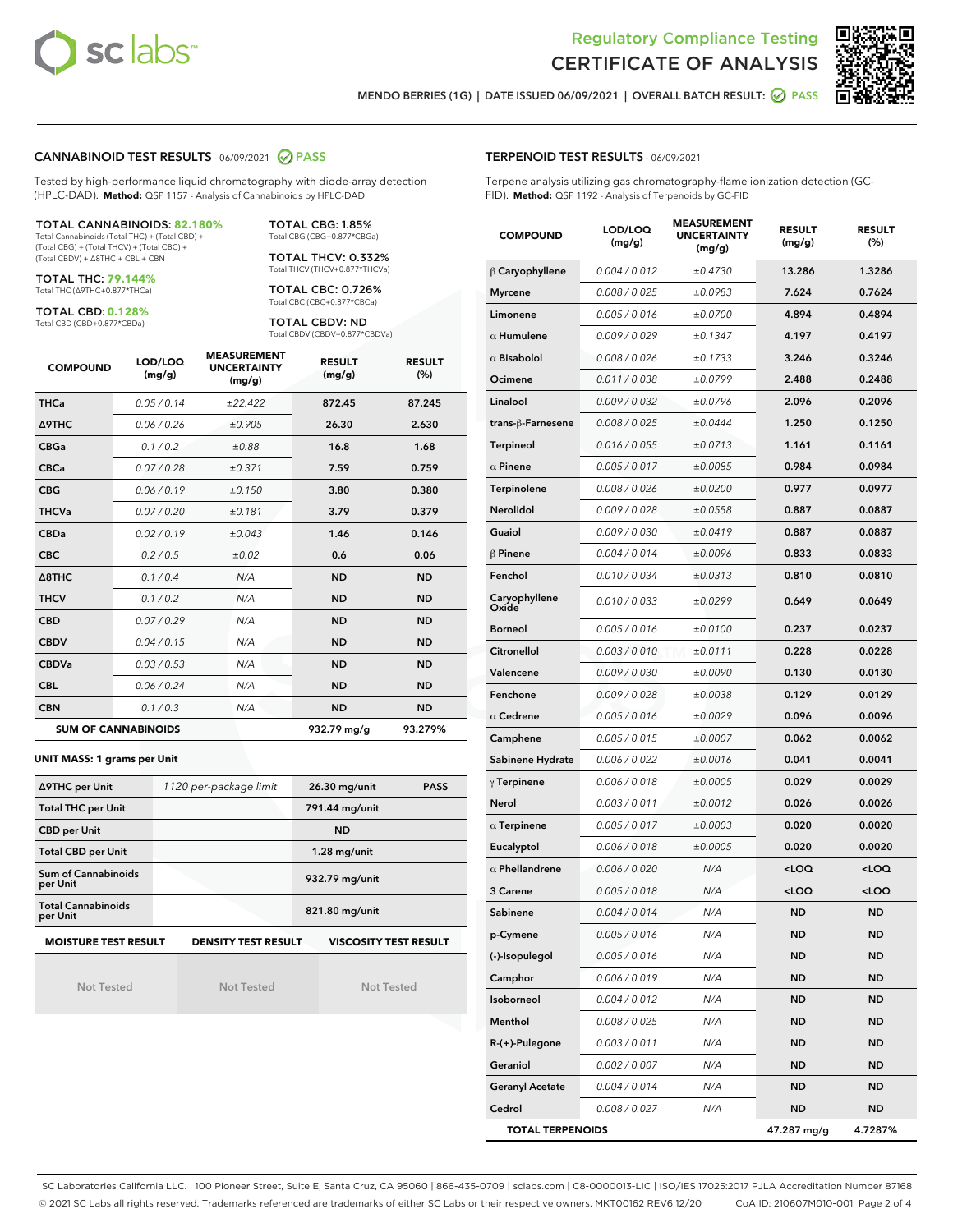# Regulatory Compliance Testing
# CERTIFICATE OF ANALYSIS

MENDO BERRIES (1G) | DATE ISSUED 06/09/2021 | OVERALL BATCH RESULT: PASS

## CANNABINOID TEST RESULTS - 06/09/2021 PASS

Tested by high-performance liquid chromatography with diode-array detection (HPLC-DAD). **Method:** QSP 1157 - Analysis of Cannabinoids by HPLC-DAD

**TOTAL CANNABINOIDS: 82.180%**
Total Cannabinoids (Total THC) + (Total CBD) + (Total CBG) + (Total THCV) + (Total CBC) + (Total CBDV) + Δ8THC + CBL + CBN

**TOTAL THC: 79.144%**
Total THC (Δ9THC+0.877*THCa)

**TOTAL CBD: 0.128%**
Total CBD (CBD+0.877*CBDa)

**TOTAL CBG: 1.85%**
Total CBG (CBG+0.877*CBGa)

**TOTAL THCV: 0.332%**
Total THCV (THCV+0.877*THCVa)

**TOTAL CBC: 0.726%**
Total CBC (CBC+0.877*CBCa)

**TOTAL CBDV: ND**
Total CBDV (CBDV+0.877*CBDVa)

| COMPOUND | LOD/LOQ (mg/g) | MEASUREMENT UNCERTAINTY (mg/g) | RESULT (mg/g) | RESULT (%) |
|---|---|---|---|---|
| THCa | 0.05 / 0.14 | ±22.422 | 872.45 | 87.245 |
| Δ9THC | 0.06 / 0.26 | ±0.905 | 26.30 | 2.630 |
| CBGa | 0.1 / 0.2 | ±0.88 | 16.8 | 1.68 |
| CBCa | 0.07 / 0.28 | ±0.371 | 7.59 | 0.759 |
| CBG | 0.06 / 0.19 | ±0.150 | 3.80 | 0.380 |
| THCVa | 0.07 / 0.20 | ±0.181 | 3.79 | 0.379 |
| CBDa | 0.02 / 0.19 | ±0.043 | 1.46 | 0.146 |
| CBC | 0.2 / 0.5 | ±0.02 | 0.6 | 0.06 |
| Δ8THC | 0.1 / 0.4 | N/A | ND | ND |
| THCV | 0.1 / 0.2 | N/A | ND | ND |
| CBD | 0.07 / 0.29 | N/A | ND | ND |
| CBDV | 0.04 / 0.15 | N/A | ND | ND |
| CBDVa | 0.03 / 0.53 | N/A | ND | ND |
| CBL | 0.06 / 0.24 | N/A | ND | ND |
| CBN | 0.1 / 0.3 | N/A | ND | ND |
| **SUM OF CANNABINOIDS** | | | 932.79 mg/g | 93.279% |

### UNIT MASS: 1 grams per Unit

| Δ9THC per Unit | 1120 per-package limit | 26.30 mg/unit | PASS |
|---|---|---|---|
| Total THC per Unit | | 791.44 mg/unit | |
| CBD per Unit | | ND | |
| Total CBD per Unit | | 1.28 mg/unit | |
| Sum of Cannabinoids per Unit | | 932.79 mg/unit | |
| Total Cannabinoids per Unit | | 821.80 mg/unit | |

| MOISTURE TEST RESULT | DENSITY TEST RESULT | VISCOSITY TEST RESULT |
|---|---|---|
| Not Tested | Not Tested | Not Tested |

## TERPENOID TEST RESULTS - 06/09/2021

Terpene analysis utilizing gas chromatography-flame ionization detection (GC-FID). **Method:** QSP 1192 - Analysis of Terpenoids by GC-FID

| COMPOUND | LOD/LOQ (mg/g) | MEASUREMENT UNCERTAINTY (mg/g) | RESULT (mg/g) | RESULT (%) |
|---|---|---|---|---|
| β Caryophyllene | 0.004 / 0.012 | ±0.4730 | 13.286 | 1.3286 |
| Myrcene | 0.008 / 0.025 | ±0.0983 | 7.624 | 0.7624 |
| Limonene | 0.005 / 0.016 | ±0.0700 | 4.894 | 0.4894 |
| α Humulene | 0.009 / 0.029 | ±0.1347 | 4.197 | 0.4197 |
| α Bisabolol | 0.008 / 0.026 | ±0.1733 | 3.246 | 0.3246 |
| Ocimene | 0.011 / 0.038 | ±0.0799 | 2.488 | 0.2488 |
| Linalool | 0.009 / 0.032 | ±0.0796 | 2.096 | 0.2096 |
| trans-β-Farnesene | 0.008 / 0.025 | ±0.0444 | 1.250 | 0.1250 |
| Terpineol | 0.016 / 0.055 | ±0.0713 | 1.161 | 0.1161 |
| α Pinene | 0.005 / 0.017 | ±0.0085 | 0.984 | 0.0984 |
| Terpinolene | 0.008 / 0.026 | ±0.0200 | 0.977 | 0.0977 |
| Nerolidol | 0.009 / 0.028 | ±0.0558 | 0.887 | 0.0887 |
| Guaiol | 0.009 / 0.030 | ±0.0419 | 0.887 | 0.0887 |
| β Pinene | 0.004 / 0.014 | ±0.0096 | 0.833 | 0.0833 |
| Fenchol | 0.010 / 0.034 | ±0.0313 | 0.810 | 0.0810 |
| Caryophyllene Oxide | 0.010 / 0.033 | ±0.0299 | 0.649 | 0.0649 |
| Borneol | 0.005 / 0.016 | ±0.0100 | 0.237 | 0.0237 |
| Citronellol | 0.003 / 0.010 | ±0.0111 | 0.228 | 0.0228 |
| Valencene | 0.009 / 0.030 | ±0.0090 | 0.130 | 0.0130 |
| Fenchone | 0.009 / 0.028 | ±0.0038 | 0.129 | 0.0129 |
| α Cedrene | 0.005 / 0.016 | ±0.0029 | 0.096 | 0.0096 |
| Camphene | 0.005 / 0.015 | ±0.0007 | 0.062 | 0.0062 |
| Sabinene Hydrate | 0.006 / 0.022 | ±0.0016 | 0.041 | 0.0041 |
| γ Terpinene | 0.006 / 0.018 | ±0.0005 | 0.029 | 0.0029 |
| Nerol | 0.003 / 0.011 | ±0.0012 | 0.026 | 0.0026 |
| α Terpinene | 0.005 / 0.017 | ±0.0003 | 0.020 | 0.0020 |
| Eucalyptol | 0.006 / 0.018 | ±0.0005 | 0.020 | 0.0020 |
| α Phellandrene | 0.006 / 0.020 | N/A | <LOQ | <LOQ |
| 3 Carene | 0.005 / 0.018 | N/A | <LOQ | <LOQ |
| Sabinene | 0.004 / 0.014 | N/A | ND | ND |
| p-Cymene | 0.005 / 0.016 | N/A | ND | ND |
| (-)-Isopulegol | 0.005 / 0.016 | N/A | ND | ND |
| Camphor | 0.006 / 0.019 | N/A | ND | ND |
| Isoborneol | 0.004 / 0.012 | N/A | ND | ND |
| Menthol | 0.008 / 0.025 | N/A | ND | ND |
| R-(+)-Pulegone | 0.003 / 0.011 | N/A | ND | ND |
| Geraniol | 0.002 / 0.007 | N/A | ND | ND |
| Geranyl Acetate | 0.004 / 0.014 | N/A | ND | ND |
| Cedrol | 0.008 / 0.027 | N/A | ND | ND |
| **TOTAL TERPENOIDS** | | | 47.287 mg/g | 4.7287% |

SC Laboratories California LLC. | 100 Pioneer Street, Suite E, Santa Cruz, CA 95060 | 866-435-0709 | sclabs.com | C8-0000013-LIC | ISO/IES 17025:2017 PJLA Accreditation Number 87168
© 2021 SC Labs all rights reserved. Trademarks referenced are trademarks of either SC Labs or their respective owners. MKT00162 REV6 12/20 CoA ID: 210607M010-001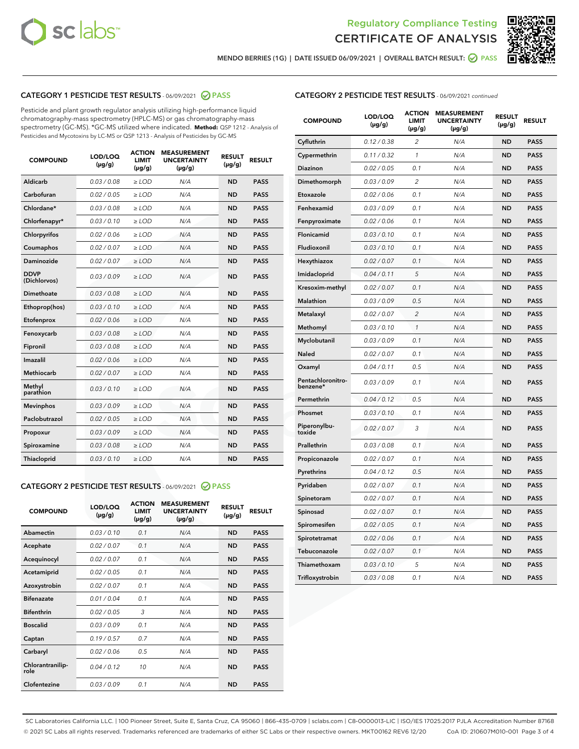# Regulatory Compliance Testing
# CERTIFICATE OF ANALYSIS

MENDO BERRIES (1G) | DATE ISSUED 06/09/2021 | OVERALL BATCH RESULT: PASS

## CATEGORY 1 PESTICIDE TEST RESULTS - 06/09/2021 PASS

Pesticide and plant growth regulator analysis utilizing high-performance liquid chromatography-mass spectrometry (HPLC-MS) or gas chromatography-mass spectrometry (GC-MS). *GC-MS utilized where indicated. **Method:** QSP 1212 - Analysis of Pesticides and Mycotoxins by LC-MS or QSP 1213 - Analysis of Pesticides by GC-MS

| COMPOUND | LOD/LOQ (µg/g) | ACTION LIMIT (µg/g) | MEASUREMENT UNCERTAINTY (µg/g) | RESULT (µg/g) | RESULT |
|---|---|---|---|---|---|
| Aldicarb | 0.03 / 0.08 | ≥ LOD | N/A | ND | PASS |
| Carbofuran | 0.02 / 0.05 | ≥ LOD | N/A | ND | PASS |
| Chlordane* | 0.03 / 0.08 | ≥ LOD | N/A | ND | PASS |
| Chlorfenapyr* | 0.03 / 0.10 | ≥ LOD | N/A | ND | PASS |
| Chlorpyrifos | 0.02 / 0.06 | ≥ LOD | N/A | ND | PASS |
| Coumaphos | 0.02 / 0.07 | ≥ LOD | N/A | ND | PASS |
| Daminozide | 0.02 / 0.07 | ≥ LOD | N/A | ND | PASS |
| DDVP (Dichlorvos) | 0.03 / 0.09 | ≥ LOD | N/A | ND | PASS |
| Dimethoate | 0.03 / 0.08 | ≥ LOD | N/A | ND | PASS |
| Ethoprop(hos) | 0.03 / 0.10 | ≥ LOD | N/A | ND | PASS |
| Etofenprox | 0.02 / 0.06 | ≥ LOD | N/A | ND | PASS |
| Fenoxycarb | 0.03 / 0.08 | ≥ LOD | N/A | ND | PASS |
| Fipronil | 0.03 / 0.08 | ≥ LOD | N/A | ND | PASS |
| Imazalil | 0.02 / 0.06 | ≥ LOD | N/A | ND | PASS |
| Methiocarb | 0.02 / 0.07 | ≥ LOD | N/A | ND | PASS |
| Methyl parathion | 0.03 / 0.10 | ≥ LOD | N/A | ND | PASS |
| Mevinphos | 0.03 / 0.09 | ≥ LOD | N/A | ND | PASS |
| Paclobutrazol | 0.02 / 0.05 | ≥ LOD | N/A | ND | PASS |
| Propoxur | 0.03 / 0.09 | ≥ LOD | N/A | ND | PASS |
| Spiroxamine | 0.03 / 0.08 | ≥ LOD | N/A | ND | PASS |
| Thiacloprid | 0.03 / 0.10 | ≥ LOD | N/A | ND | PASS |

## CATEGORY 2 PESTICIDE TEST RESULTS - 06/09/2021 PASS

| COMPOUND | LOD/LOQ (µg/g) | ACTION LIMIT (µg/g) | MEASUREMENT UNCERTAINTY (µg/g) | RESULT (µg/g) | RESULT |
|---|---|---|---|---|---|
| Abamectin | 0.03 / 0.10 | 0.1 | N/A | ND | PASS |
| Acephate | 0.02 / 0.07 | 0.1 | N/A | ND | PASS |
| Acequinocyl | 0.02 / 0.07 | 0.1 | N/A | ND | PASS |
| Acetamiprid | 0.02 / 0.05 | 0.1 | N/A | ND | PASS |
| Azoxystrobin | 0.02 / 0.07 | 0.1 | N/A | ND | PASS |
| Bifenazate | 0.01 / 0.04 | 0.1 | N/A | ND | PASS |
| Bifenthrin | 0.02 / 0.05 | 3 | N/A | ND | PASS |
| Boscalid | 0.03 / 0.09 | 0.1 | N/A | ND | PASS |
| Captan | 0.19 / 0.57 | 0.7 | N/A | ND | PASS |
| Carbaryl | 0.02 / 0.06 | 0.5 | N/A | ND | PASS |
| Chlorantraniliprole | 0.04 / 0.12 | 10 | N/A | ND | PASS |
| Clofentezine | 0.03 / 0.09 | 0.1 | N/A | ND | PASS |
| Cyfluthrin | 0.12 / 0.38 | 2 | N/A | ND | PASS |
| Cypermethrin | 0.11 / 0.32 | 1 | N/A | ND | PASS |
| Diazinon | 0.02 / 0.05 | 0.1 | N/A | ND | PASS |
| Dimethomorph | 0.03 / 0.09 | 2 | N/A | ND | PASS |
| Etoxazole | 0.02 / 0.06 | 0.1 | N/A | ND | PASS |
| Fenhexamid | 0.03 / 0.09 | 0.1 | N/A | ND | PASS |
| Fenpyroximate | 0.02 / 0.06 | 0.1 | N/A | ND | PASS |
| Flonicamid | 0.03 / 0.10 | 0.1 | N/A | ND | PASS |
| Fludioxonil | 0.03 / 0.10 | 0.1 | N/A | ND | PASS |
| Hexythiazox | 0.02 / 0.07 | 0.1 | N/A | ND | PASS |
| Imidacloprid | 0.04 / 0.11 | 5 | N/A | ND | PASS |
| Kresoxim-methyl | 0.02 / 0.07 | 0.1 | N/A | ND | PASS |
| Malathion | 0.03 / 0.09 | 0.5 | N/A | ND | PASS |
| Metalaxyl | 0.02 / 0.07 | 2 | N/A | ND | PASS |
| Methomyl | 0.03 / 0.10 | 1 | N/A | ND | PASS |
| Myclobutanil | 0.03 / 0.09 | 0.1 | N/A | ND | PASS |
| Naled | 0.02 / 0.07 | 0.1 | N/A | ND | PASS |
| Oxamyl | 0.04 / 0.11 | 0.5 | N/A | ND | PASS |
| Pentachloronitrobenzene* | 0.03 / 0.09 | 0.1 | N/A | ND | PASS |
| Permethrin | 0.04 / 0.12 | 0.5 | N/A | ND | PASS |
| Phosmet | 0.03 / 0.10 | 0.1 | N/A | ND | PASS |
| Piperonylbutoxide | 0.02 / 0.07 | 3 | N/A | ND | PASS |
| Prallethrin | 0.03 / 0.08 | 0.1 | N/A | ND | PASS |
| Propiconazole | 0.02 / 0.07 | 0.1 | N/A | ND | PASS |
| Pyrethrins | 0.04 / 0.12 | 0.5 | N/A | ND | PASS |
| Pyridaben | 0.02 / 0.07 | 0.1 | N/A | ND | PASS |
| Spinetoram | 0.02 / 0.07 | 0.1 | N/A | ND | PASS |
| Spinosad | 0.02 / 0.07 | 0.1 | N/A | ND | PASS |
| Spiromesifen | 0.02 / 0.05 | 0.1 | N/A | ND | PASS |
| Spirotetramat | 0.02 / 0.06 | 0.1 | N/A | ND | PASS |
| Tebuconazole | 0.02 / 0.07 | 0.1 | N/A | ND | PASS |
| Thiamethoxam | 0.03 / 0.10 | 5 | N/A | ND | PASS |
| Trifloxystrobin | 0.03 / 0.08 | 0.1 | N/A | ND | PASS |

SC Laboratories California LLC. | 100 Pioneer Street, Suite E, Santa Cruz, CA 95060 | 866-435-0709 | sclabs.com | C8-0000013-LIC | ISO/IES 17025:2017 PJLA Accreditation Number 87168
© 2021 SC Labs all rights reserved. Trademarks referenced are trademarks of either SC Labs or their respective owners. MKT00162 REV6 12/20 CoA ID: 210607M010-001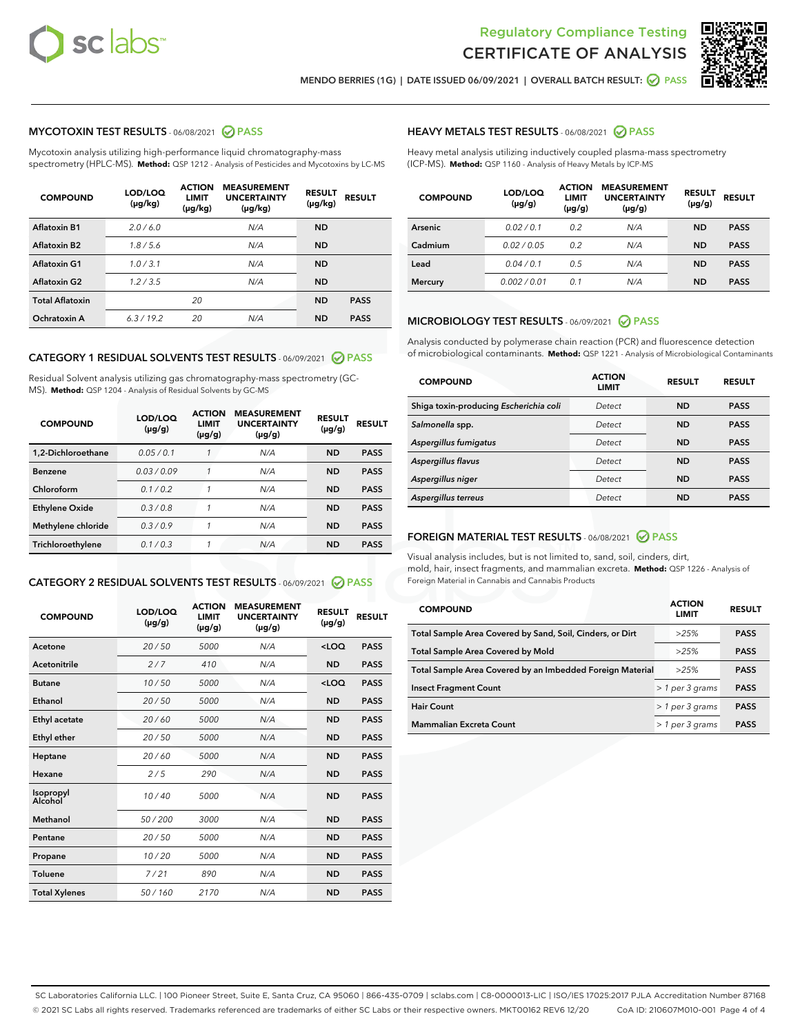Regulatory Compliance Testing

# CERTIFICATE OF ANALYSIS

MENDO BERRIES (1G) | DATE ISSUED 06/09/2021 | OVERALL BATCH RESULT: PASS

## MYCOTOXIN TEST RESULTS - 06/08/2021 PASS

Mycotoxin analysis utilizing high-performance liquid chromatography-mass spectrometry (HPLC-MS). **Method:** QSP 1212 - Analysis of Pesticides and Mycotoxins by LC-MS

| COMPOUND | LOD/LOQ (µg/kg) | ACTION LIMIT (µg/kg) | MEASUREMENT UNCERTAINTY (µg/kg) | RESULT (µg/kg) | RESULT |
|---|---|---|---|---|---|
| Aflatoxin B1 | 2.0 / 6.0 | | N/A | ND | |
| Aflatoxin B2 | 1.8 / 5.6 | | N/A | ND | |
| Aflatoxin G1 | 1.0 / 3.1 | | N/A | ND | |
| Aflatoxin G2 | 1.2 / 3.5 | | N/A | ND | |
| Total Aflatoxin | | 20 | | ND | PASS |
| Ochratoxin A | 6.3 / 19.2 | 20 | N/A | ND | PASS |

## CATEGORY 1 RESIDUAL SOLVENTS TEST RESULTS - 06/09/2021 PASS

Residual Solvent analysis utilizing gas chromatography-mass spectrometry (GC-MS). **Method:** QSP 1204 - Analysis of Residual Solvents by GC-MS

| COMPOUND | LOD/LOQ (µg/g) | ACTION LIMIT (µg/g) | MEASUREMENT UNCERTAINTY (µg/g) | RESULT (µg/g) | RESULT |
|---|---|---|---|---|---|
| 1,2-Dichloroethane | 0.05 / 0.1 | 1 | N/A | ND | PASS |
| Benzene | 0.03 / 0.09 | 1 | N/A | ND | PASS |
| Chloroform | 0.1 / 0.2 | 1 | N/A | ND | PASS |
| Ethylene Oxide | 0.3 / 0.8 | 1 | N/A | ND | PASS |
| Methylene chloride | 0.3 / 0.9 | 1 | N/A | ND | PASS |
| Trichloroethylene | 0.1 / 0.3 | 1 | N/A | ND | PASS |

## CATEGORY 2 RESIDUAL SOLVENTS TEST RESULTS - 06/09/2021 PASS

| COMPOUND | LOD/LOQ (µg/g) | ACTION LIMIT (µg/g) | MEASUREMENT UNCERTAINTY (µg/g) | RESULT (µg/g) | RESULT |
|---|---|---|---|---|---|
| Acetone | 20 / 50 | 5000 | N/A | <LOQ | PASS |
| Acetonitrile | 2 / 7 | 410 | N/A | ND | PASS |
| Butane | 10 / 50 | 5000 | N/A | <LOQ | PASS |
| Ethanol | 20 / 50 | 5000 | N/A | ND | PASS |
| Ethyl acetate | 20 / 60 | 5000 | N/A | ND | PASS |
| Ethyl ether | 20 / 50 | 5000 | N/A | ND | PASS |
| Heptane | 20 / 60 | 5000 | N/A | ND | PASS |
| Hexane | 2 / 5 | 290 | N/A | ND | PASS |
| Isopropyl Alcohol | 10 / 40 | 5000 | N/A | ND | PASS |
| Methanol | 50 / 200 | 3000 | N/A | ND | PASS |
| Pentane | 20 / 50 | 5000 | N/A | ND | PASS |
| Propane | 10 / 20 | 5000 | N/A | ND | PASS |
| Toluene | 7 / 21 | 890 | N/A | ND | PASS |
| Total Xylenes | 50 / 160 | 2170 | N/A | ND | PASS |

## HEAVY METALS TEST RESULTS - 06/08/2021 PASS

Heavy metal analysis utilizing inductively coupled plasma-mass spectrometry (ICP-MS). **Method:** QSP 1160 - Analysis of Heavy Metals by ICP-MS

| COMPOUND | LOD/LOQ (µg/g) | ACTION LIMIT (µg/g) | MEASUREMENT UNCERTAINTY (µg/g) | RESULT (µg/g) | RESULT |
|---|---|---|---|---|---|
| Arsenic | 0.02 / 0.1 | 0.2 | N/A | ND | PASS |
| Cadmium | 0.02 / 0.05 | 0.2 | N/A | ND | PASS |
| Lead | 0.04 / 0.1 | 0.5 | N/A | ND | PASS |
| Mercury | 0.002 / 0.01 | 0.1 | N/A | ND | PASS |

## MICROBIOLOGY TEST RESULTS - 06/09/2021 PASS

Analysis conducted by polymerase chain reaction (PCR) and fluorescence detection of microbiological contaminants. **Method:** QSP 1221 - Analysis of Microbiological Contaminants

| COMPOUND | ACTION LIMIT | RESULT | RESULT |
|---|---|---|---|
| Shiga toxin-producing *Escherichia coli* | Detect | ND | PASS |
| *Salmonella* spp. | Detect | ND | PASS |
| *Aspergillus fumigatus* | Detect | ND | PASS |
| *Aspergillus flavus* | Detect | ND | PASS |
| *Aspergillus niger* | Detect | ND | PASS |
| *Aspergillus terreus* | Detect | ND | PASS |

## FOREIGN MATERIAL TEST RESULTS - 06/08/2021 PASS

Visual analysis includes, but is not limited to, sand, soil, cinders, dirt, mold, hair, insect fragments, and mammalian excreta. **Method:** QSP 1226 - Analysis of Foreign Material in Cannabis and Cannabis Products

| COMPOUND | ACTION LIMIT | RESULT |
|---|---|---|
| Total Sample Area Covered by Sand, Soil, Cinders, or Dirt | >25% | PASS |
| Total Sample Area Covered by Mold | >25% | PASS |
| Total Sample Area Covered by an Imbedded Foreign Material | >25% | PASS |
| Insect Fragment Count | > 1 per 3 grams | PASS |
| Hair Count | > 1 per 3 grams | PASS |
| Mammalian Excreta Count | > 1 per 3 grams | PASS |

SC Laboratories California LLC. | 100 Pioneer Street, Suite E, Santa Cruz, CA 95060 | 866-435-0709 | sclabs.com | C8-0000013-LIC | ISO/IES 17025:2017 PJLA Accreditation Number 87168
© 2021 SC Labs all rights reserved. Trademarks referenced are trademarks of either SC Labs or their respective owners. MKT00162 REV6 12/20 CoA ID: 210607M010-001